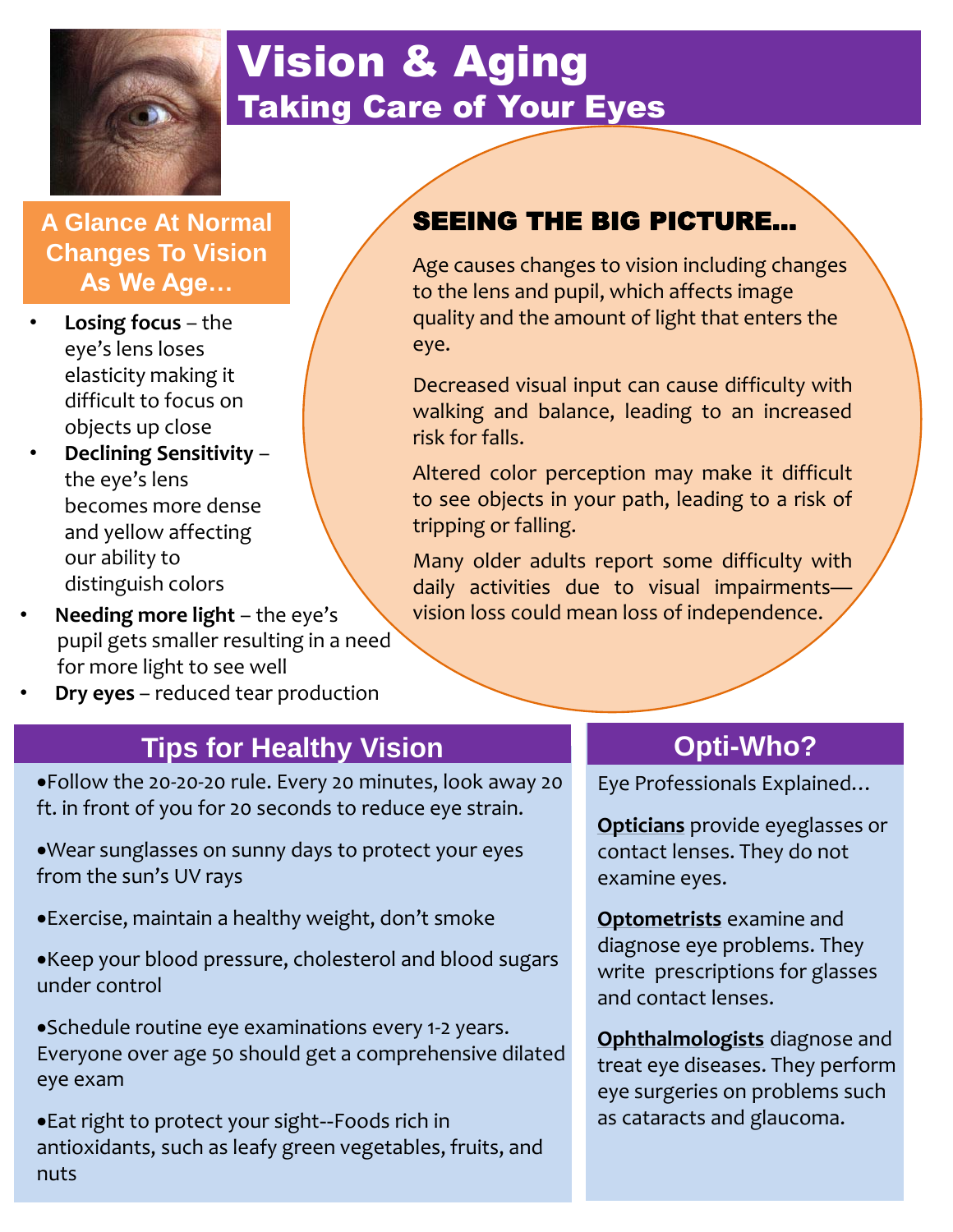# Vision & Aging

## Taking Care of Your Eyes

### A Glance At Normal Changes To Vision As We Age…

- **Losing focus** – the eye's lens loses elasticity making it difficult to focus on objects up close
- **Declining Sensitivity** – the eye's lens becomes more dense and yellow affecting our ability to distinguish colors
- **Needing more light** – the eye's pupil gets smaller resulting in a need for more light to see well
- **Dry eyes** – reduced tear production

### SEEING THE BIG PICTURE…

Age causes changes to vision including changes to the lens and pupil, which affects image quality and the amount of light that enters the eye.

Decreased visual input can cause difficulty with walking and balance, leading to an increased risk for falls.

Altered color perception may make it difficult to see objects in your path, leading to a risk of tripping or falling.

Many older adults report some difficulty with daily activities due to visual impairments—vision loss could mean loss of independence.

### Tips for Healthy Vision

- Follow the 20-20-20 rule. Every 20 minutes, look away 20 ft. in front of you for 20 seconds to reduce eye strain.
- Wear sunglasses on sunny days to protect your eyes from the sun's UV rays
- Exercise, maintain a healthy weight, don't smoke
- Keep your blood pressure, cholesterol and blood sugars under control
- Schedule routine eye examinations every 1-2 years. Everyone over age 50 should get a comprehensive dilated eye exam
- Eat right to protect your sight--Foods rich in antioxidants, such as leafy green vegetables, fruits, and nuts

### Opti-Who?

Eye Professionals Explained…

**Opticians** provide eyeglasses or contact lenses. They do not examine eyes.

**Optometrists** examine and diagnose eye problems. They write prescriptions for glasses and contact lenses.

**Ophthalmologists** diagnose and treat eye diseases. They perform eye surgeries on problems such as cataracts and glaucoma.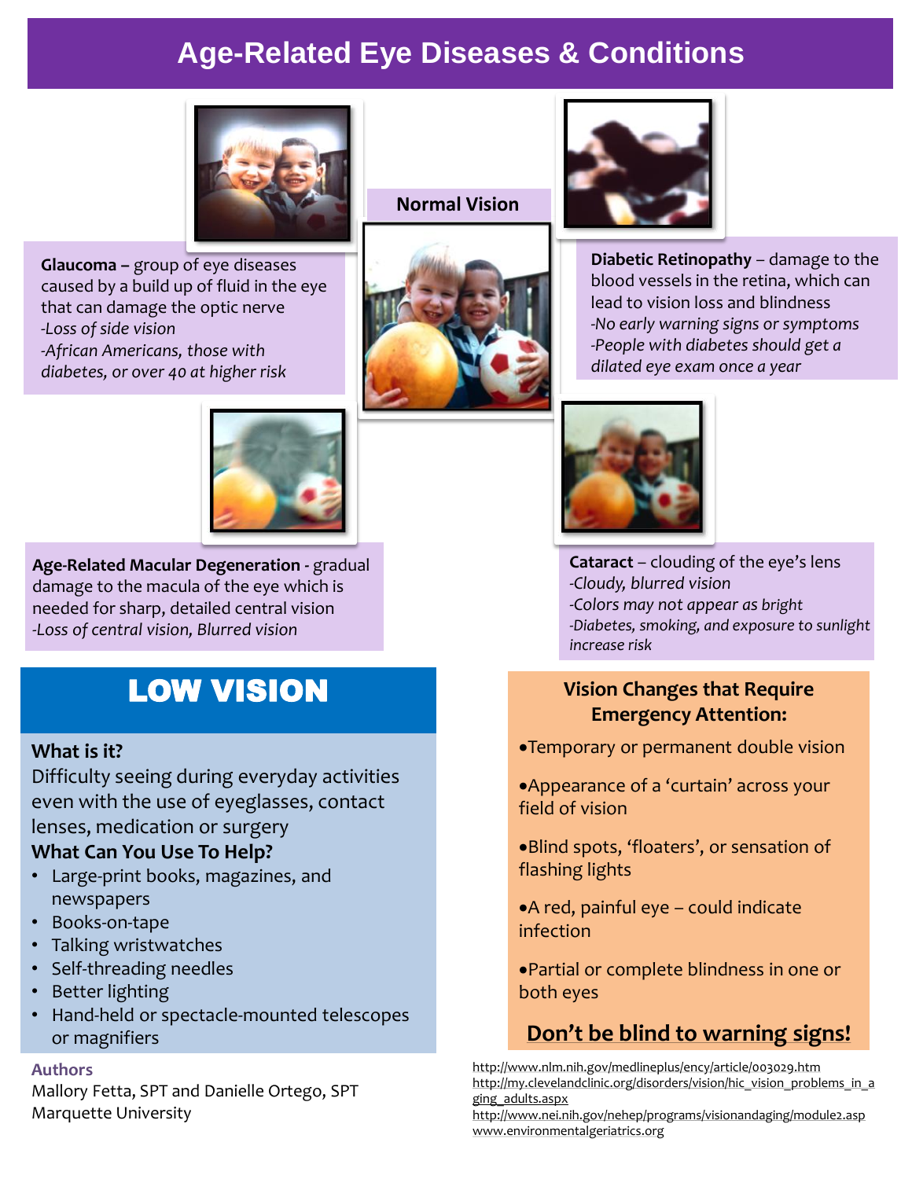# Age-Related Eye Diseases & Conditions

**Normal Vision**

**Glaucoma –** group of eye diseases caused by a build up of fluid in the eye that can damage the optic nerve
*-Loss of side vision*
*-African Americans, those with diabetes, or over 40 at higher risk*

**Diabetic Retinopathy** – damage to the blood vessels in the retina, which can lead to vision loss and blindness
*-No early warning signs or symptoms*
*-People with diabetes should get a dilated eye exam once a year*

**Age-Related Macular Degeneration -** gradual damage to the macula of the eye which is needed for sharp, detailed central vision
*-Loss of central vision, Blurred vision*

**Cataract** – clouding of the eye's lens
*-Cloudy, blurred vision*
*-Colors may not appear as bright*
*-Diabetes, smoking, and exposure to sunlight increase risk*

## LOW VISION

**What is it?**

Difficulty seeing during everyday activities even with the use of eyeglasses, contact lenses, medication or surgery

**What Can You Use To Help?**

- Large-print books, magazines, and newspapers
- Books-on-tape
- Talking wristwatches
- Self-threading needles
- Better lighting
- Hand-held or spectacle-mounted telescopes or magnifiers

### Vision Changes that Require Emergency Attention:

- Temporary or permanent double vision
- Appearance of a 'curtain' across your field of vision
- Blind spots, 'floaters', or sensation of flashing lights
- A red, painful eye – could indicate infection
- Partial or complete blindness in one or both eyes

**Don't be blind to warning signs!**

**Authors**

Mallory Fetta, SPT and Danielle Ortego, SPT
Marquette University

http://www.nlm.nih.gov/medlineplus/ency/article/003029.htm
http://my.clevelandclinic.org/disorders/vision/hic_vision_problems_in_aging_adults.aspx
http://www.nei.nih.gov/nehep/programs/visionandaging/module2.asp
www.environmentalgeriatrics.org